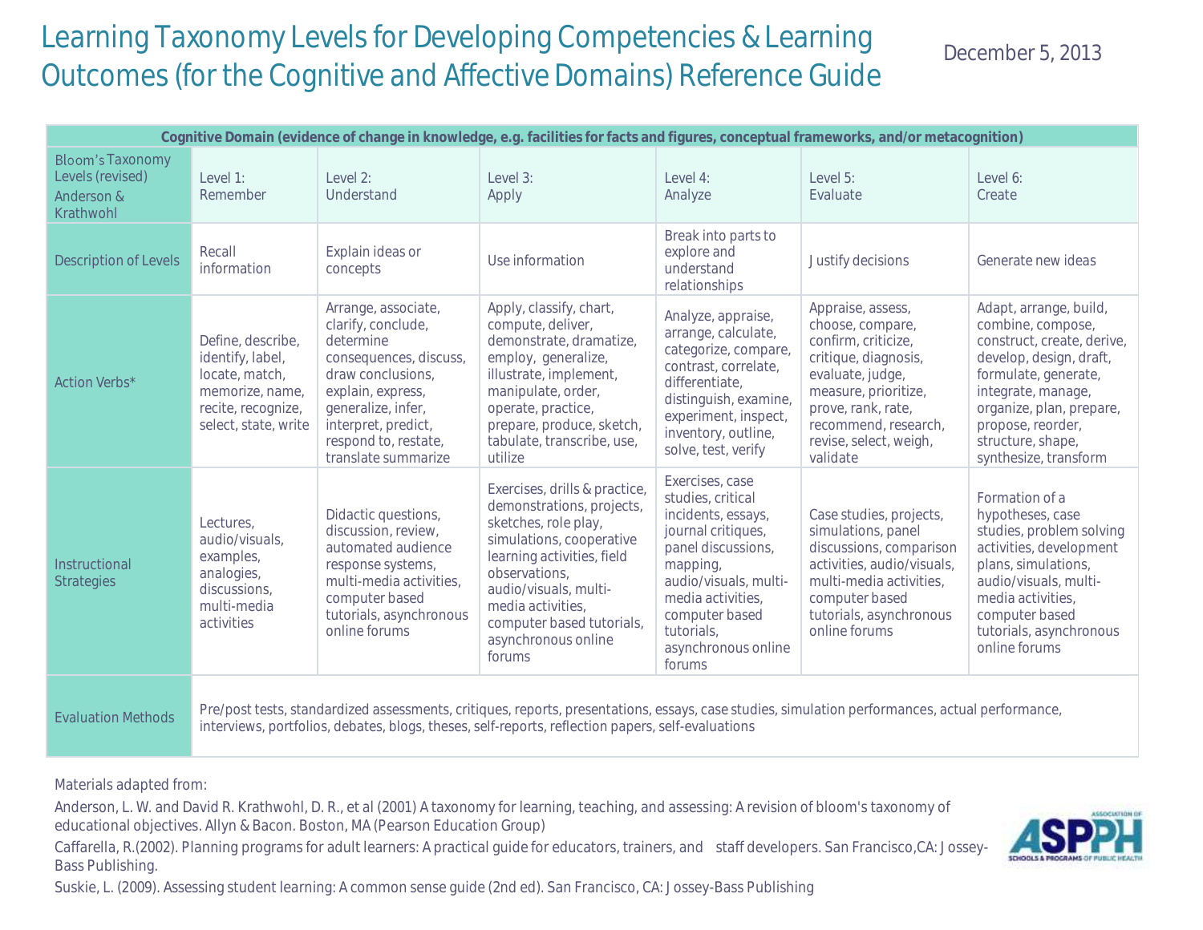# Learning Taxonomy Levels for Developing Competencies & Learning Outcomes (for the Cognitive and Affective Domains) Reference Guide

December 5, 2013

| Cognitive Domain (evidence of change in knowledge, e.g. facilities for facts and figures, conceptual frameworks, and/or metacognition) | | | | | | |
|---|---|---|---|---|---|---|
| Bloom's Taxonomy Levels (revised) Anderson & Krathwohl | Level 1: Remember | Level 2: Understand | Level 3: Apply | Level 4: Analyze | Level 5: Evaluate | Level 6: Create |
| Description of Levels | Recall information | Explain ideas or concepts | Use information | Break into parts to explore and understand relationships | Justify decisions | Generate new ideas |
| Action Verbs* | Define, describe, identify, label, locate, match, memorize, name, recite, recognize, select, state, write | Arrange, associate, clarify, conclude, determine consequences, discuss, draw conclusions, explain, express, generalize, infer, interpret, predict, respond to, restate, translate summarize | Apply, classify, chart, compute, deliver, demonstrate, dramatize, employ, generalize, illustrate, implement, manipulate, order, operate, practice, prepare, produce, sketch, tabulate, transcribe, use, utilize | Analyze, appraise, arrange, calculate, categorize, compare, contrast, correlate, differentiate, distinguish, examine, experiment, inspect, inventory, outline, solve, test, verify | Appraise, assess, choose, compare, confirm, criticize, critique, diagnosis, evaluate, judge, measure, prioritize, prove, rank, rate, recommend, research, revise, select, weigh, validate | Adapt, arrange, build, combine, compose, construct, create, derive, develop, design, draft, formulate, generate, integrate, manage, organize, plan, prepare, propose, reorder, structure, shape, synthesize, transform |
| Instructional Strategies | Lectures, audio/visuals, examples, analogies, discussions, multi-media activities | Didactic questions, discussion, review, automated audience response systems, multi-media activities, computer based tutorials, asynchronous online forums | Exercises, drills & practice, demonstrations, projects, sketches, role play, simulations, cooperative learning activities, field observations, audio/visuals, multi-media activities, computer based tutorials, asynchronous online forums | Exercises, case studies, critical incidents, essays, journal critiques, panel discussions, mapping, audio/visuals, multi-media activities, computer based tutorials, asynchronous online forums | Case studies, projects, simulations, panel discussions, comparison activities, audio/visuals, multi-media activities, computer based tutorials, asynchronous online forums | Formation of a hypotheses, case studies, problem solving activities, development plans, simulations, audio/visuals, multi-media activities, computer based tutorials, asynchronous online forums |
| Evaluation Methods | Pre/post tests, standardized assessments, critiques, reports, presentations, essays, case studies, simulation performances, actual performance, interviews, portfolios, debates, blogs, theses, self-reports, reflection papers, self-evaluations | | | | | |

Materials adapted from:

Anderson, L. W. and David R. Krathwohl, D. R., et al (2001) A taxonomy for learning, teaching, and assessing: A revision of bloom's taxonomy of educational objectives. Allyn & Bacon. Boston, MA (Pearson Education Group)

Caffarella, R.(2002). Planning programs for adult learners: A practical guide for educators, trainers, and staff developers. San Francisco,CA: Jossey-Bass Publishing.

Suskie, L. (2009). Assessing student learning: A common sense guide (2nd ed). San Francisco, CA: Jossey-Bass Publishing

ASSOCIATION OF ASPPH SCHOOLS & PROGRAMS OF PUBLIC HEALTH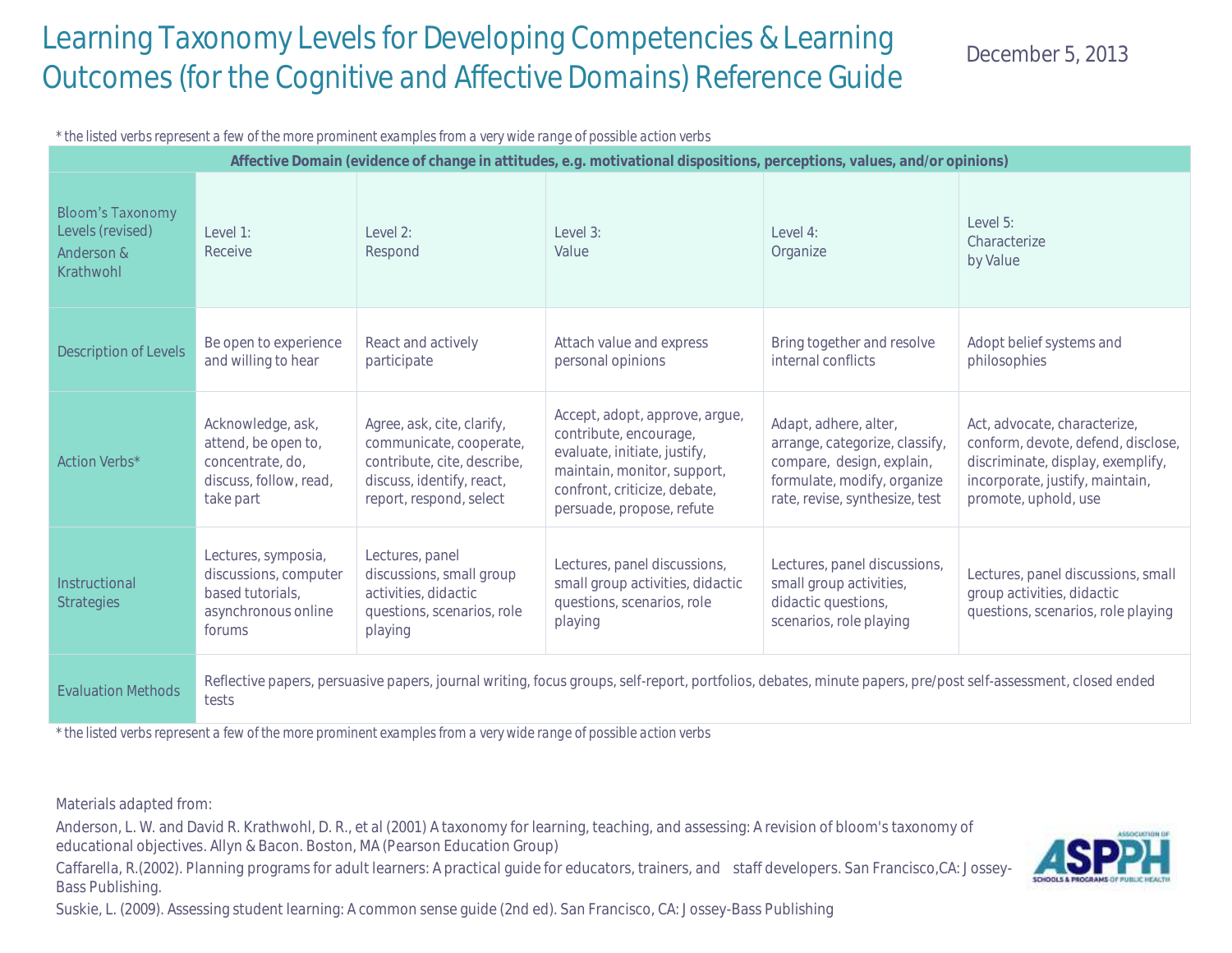# Learning Taxonomy Levels for Developing Competencies & Learning Outcomes (for the Cognitive and Affective Domains) Reference Guide

December 5, 2013

\* the listed verbs represent a few of the more prominent examples from a very wide range of possible action verbs

| Affective Domain (evidence of change in attitudes, e.g. motivational dispositions, perceptions, values, and/or opinions) | | | | | |
|---|---|---|---|---|---|
| Bloom's Taxonomy Levels (revised) Anderson & Krathwohl | Level 1: Receive | Level 2: Respond | Level 3: Value | Level 4: Organize | Level 5: Characterize by Value |
| Description of Levels | Be open to experience and willing to hear | React and actively participate | Attach value and express personal opinions | Bring together and resolve internal conflicts | Adopt belief systems and philosophies |
| Action Verbs* | Acknowledge, ask, attend, be open to, concentrate, do, discuss, follow, read, take part | Agree, ask, cite, clarify, communicate, cooperate, contribute, cite, describe, discuss, identify, react, report, respond, select | Accept, adopt, approve, argue, contribute, encourage, evaluate, initiate, justify, maintain, monitor, support, confront, criticize, debate, persuade, propose, refute | Adapt, adhere, alter, arrange, categorize, classify, compare, design, explain, formulate, modify, organize rate, revise, synthesize, test | Act, advocate, characterize, conform, devote, defend, disclose, discriminate, display, exemplify, incorporate, justify, maintain, promote, uphold, use |
| Instructional Strategies | Lectures, symposia, discussions, computer based tutorials, asynchronous online forums | Lectures, panel discussions, small group activities, didactic questions, scenarios, role playing | Lectures, panel discussions, small group activities, didactic questions, scenarios, role playing | Lectures, panel discussions, small group activities, didactic questions, scenarios, role playing | Lectures, panel discussions, small group activities, didactic questions, scenarios, role playing |
| Evaluation Methods | Reflective papers, persuasive papers, journal writing, focus groups, self-report, portfolios, debates, minute papers, pre/post self-assessment, closed ended tests | | | | |

\* the listed verbs represent a few of the more prominent examples from a very wide range of possible action verbs

Materials adapted from:

Anderson, L. W. and David R. Krathwohl, D. R., et al (2001) A taxonomy for learning, teaching, and assessing: A revision of bloom's taxonomy of educational objectives. Allyn & Bacon. Boston, MA (Pearson Education Group)

Caffarella, R.(2002). Planning programs for adult learners: A practical guide for educators, trainers, and staff developers. San Francisco,CA: Jossey-Bass Publishing.

Suskie, L. (2009). Assessing student learning: A common sense guide (2nd ed). San Francisco, CA: Jossey-Bass Publishing

ASSOCIATION OF ASPPH SCHOOLS & PROGRAMS OF PUBLIC HEALTH